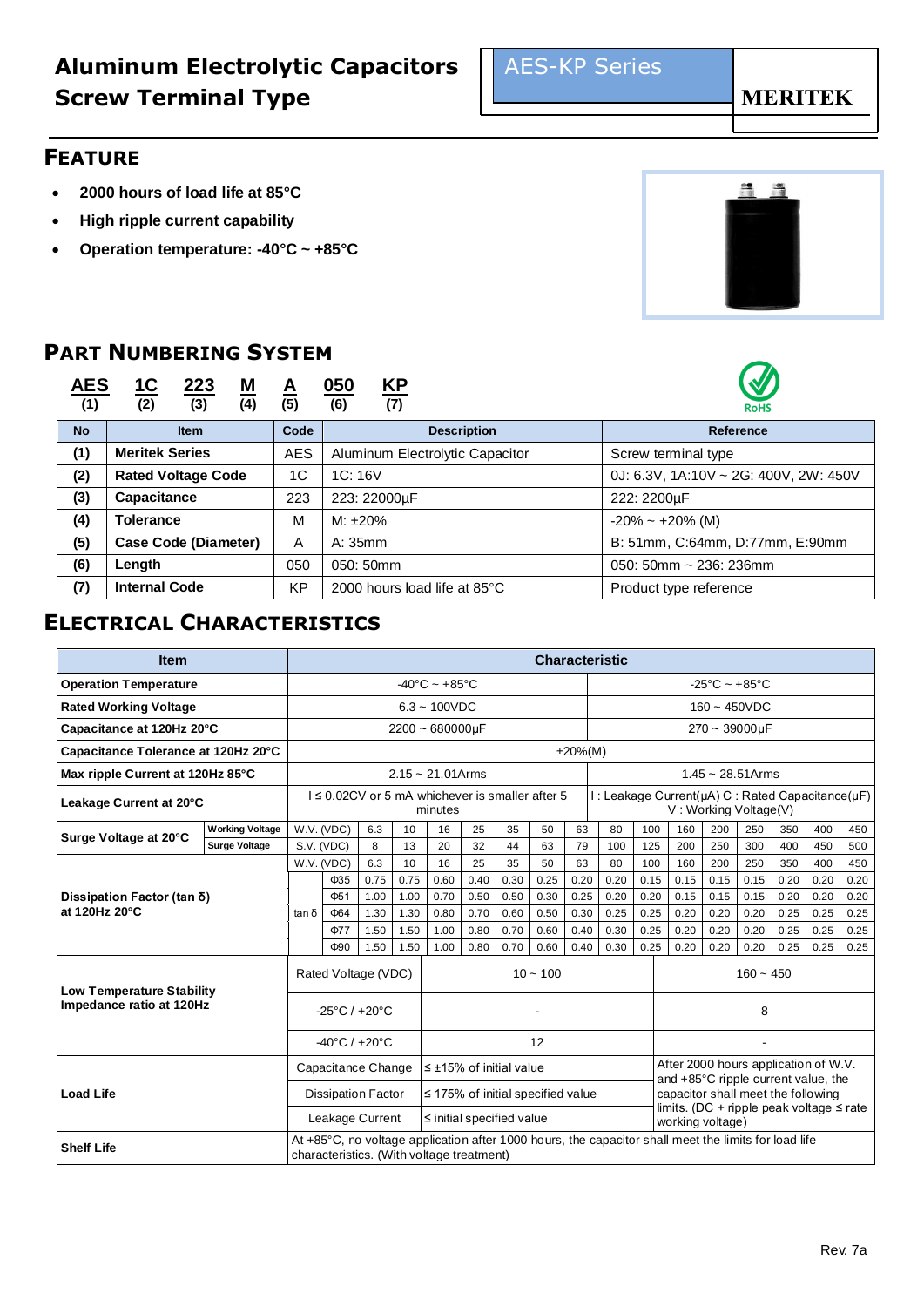# Aluminum Electrolytic Capacitors
# Screw Terminal Type

AES-KP Series

MERITEK

## FEATURE

- **2000 hours of load life at 85°C**
- **High ripple current capability**
- **Operation temperature: -40°C ~ +85°C**

## PART NUMBERING SYSTEM

**AES** (1) **1C** (2) **223** (3) **M** (4) **A** (5) **050** (6) **KP** (7)

RoHS

| No | Item | Code | Description | Reference |
|---|---|---|---|---|
| (1) | Meritek Series | AES | Aluminum Electrolytic Capacitor | Screw terminal type |
| (2) | Rated Voltage Code | 1C | 1C: 16V | 0J: 6.3V, 1A:10V ~ 2G: 400V, 2W: 450V |
| (3) | Capacitance | 223 | 223: 22000µF | 222: 2200µF |
| (4) | Tolerance | M | M: ±20% | -20% ~ +20% (M) |
| (5) | Case Code (Diameter) | A | A: 35mm | B: 51mm, C:64mm, D:77mm, E:90mm |
| (6) | Length | 050 | 050: 50mm | 050: 50mm ~ 236: 236mm |
| (7) | Internal Code | KP | 2000 hours load life at 85°C | Product type reference |

## ELECTRICAL CHARACTERISTICS

| Item | | Characteristic | | | | | | | | | | | | | | | |
|---|---|---|---|---|---|---|---|---|---|---|---|---|---|---|---|---|---|
| Operation Temperature | | -40°C ~ +85°C | | | | | | | | -25°C ~ +85°C | | | | | | | |
| Rated Working Voltage | | 6.3 ~ 100VDC | | | | | | | | 160 ~ 450VDC | | | | | | | |
| Capacitance at 120Hz 20°C | | 2200 ~ 680000µF | | | | | | | | 270 ~ 39000µF | | | | | | | |
| Capacitance Tolerance at 120Hz 20°C | | ±20%(M) | | | | | | | | | | | | | | | |
| Max ripple Current at 120Hz 85°C | | 2.15 ~ 21.01Arms | | | | | | | | 1.45 ~ 28.51Arms | | | | | | | |
| Leakage Current at 20°C | | I ≤ 0.02CV or 5 mA whichever is smaller after 5 minutes | | | | | | | | I : Leakage Current(µA) C : Rated Capacitance(µF) V : Working Voltage(V) | | | | | | | |
| Surge Voltage at 20°C | Working Voltage | W.V. (VDC) | | 6.3 | 10 | 16 | 25 | 35 | 50 | 63 | 80 | 100 | 160 | 200 | 250 | 350 | 400 | 450 |
| | Surge Voltage | S.V. (VDC) | | 8 | 13 | 20 | 32 | 44 | 63 | 79 | 100 | 125 | 200 | 250 | 300 | 400 | 450 | 500 |
| Dissipation Factor (tan δ) at 120Hz 20°C | | W.V. (VDC) | | 6.3 | 10 | 16 | 25 | 35 | 50 | 63 | 80 | 100 | 160 | 200 | 250 | 350 | 400 | 450 |
| | | tan δ | Φ35 | 0.75 | 0.75 | 0.60 | 0.40 | 0.30 | 0.25 | 0.20 | 0.20 | 0.15 | 0.15 | 0.15 | 0.15 | 0.20 | 0.20 | 0.20 |
| | | | Φ51 | 1.00 | 1.00 | 0.70 | 0.50 | 0.50 | 0.30 | 0.25 | 0.20 | 0.20 | 0.15 | 0.15 | 0.15 | 0.20 | 0.20 | 0.20 |
| | | | Φ64 | 1.30 | 1.30 | 0.80 | 0.70 | 0.60 | 0.50 | 0.30 | 0.25 | 0.25 | 0.20 | 0.20 | 0.20 | 0.25 | 0.25 | 0.25 |
| | | | Φ77 | 1.50 | 1.50 | 1.00 | 0.80 | 0.70 | 0.60 | 0.40 | 0.30 | 0.25 | 0.20 | 0.20 | 0.20 | 0.25 | 0.25 | 0.25 |
| | | | Φ90 | 1.50 | 1.50 | 1.00 | 0.80 | 0.70 | 0.60 | 0.40 | 0.30 | 0.25 | 0.20 | 0.20 | 0.20 | 0.25 | 0.25 | 0.25 |
| Low Temperature Stability Impedance ratio at 120Hz | | Rated Voltage (VDC) | | 10 ~ 100 | | | | | | | | | 160 ~ 450 | | | | | |
| | | -25°C / +20°C | | - | | | | | | | | | 8 | | | | | |
| | | -40°C / +20°C | | 12 | | | | | | | | | - | | | | | |
| Load Life | | Capacitance Change | | ≤ ±15% of initial value | | | | | | | | | After 2000 hours application of W.V. and +85°C ripple current value, the capacitor shall meet the following limits. (DC + ripple peak voltage ≤ rate working voltage) | | | | | |
| | | Dissipation Factor | | ≤ 175% of initial specified value | | | | | | | | | | | | | | |
| | | Leakage Current | | ≤ initial specified value | | | | | | | | | | | | | | |
| Shelf Life | | At +85°C, no voltage application after 1000 hours, the capacitor shall meet the limits for load life characteristics. (With voltage treatment) | | | | | | | | | | | | | | | |

Rev. 7a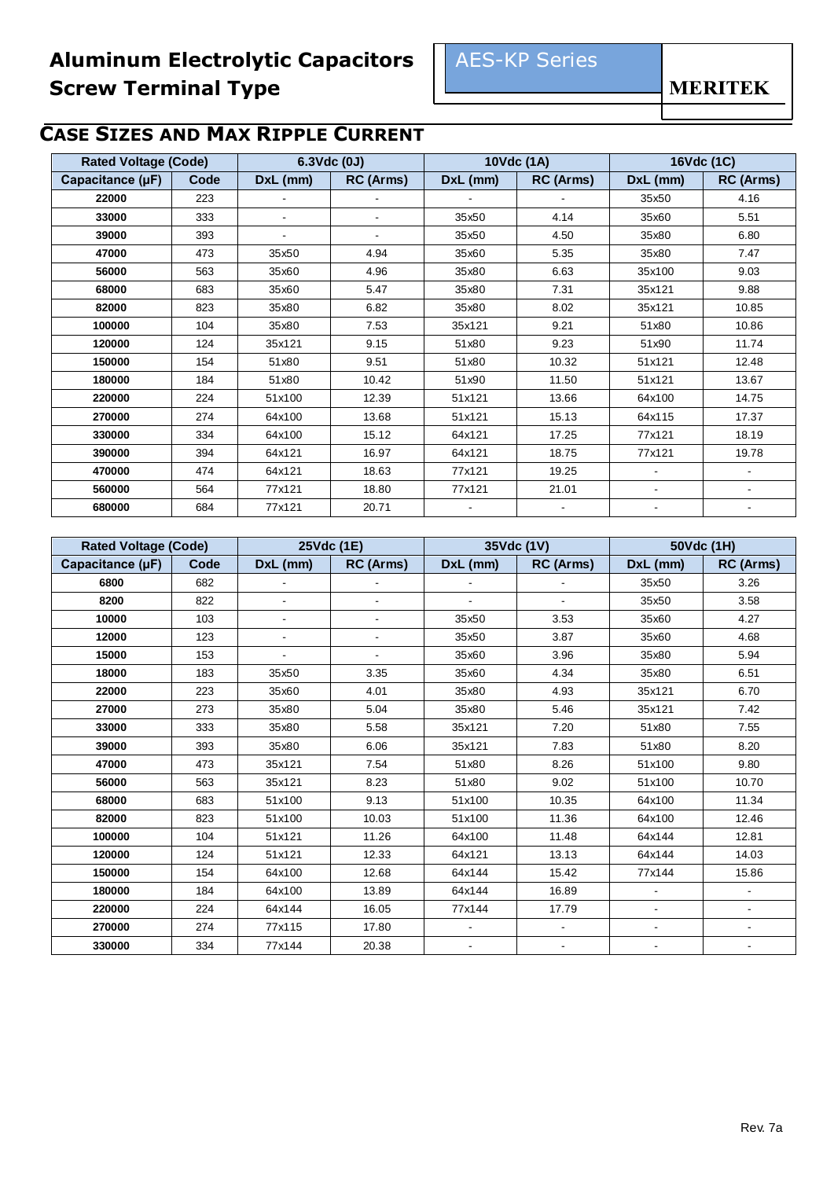## CASE SIZES AND MAX RIPPLE CURRENT

| Rated Voltage (Code) | | 6.3Vdc (0J) | | 10Vdc (1A) | | 16Vdc (1C) | |
|---|---|---|---|---|---|---|---|
| Capacitance (µF) | Code | DxL (mm) | RC (Arms) | DxL (mm) | RC (Arms) | DxL (mm) | RC (Arms) |
| **22000** | 223 | - | - | - | - | 35x50 | 4.16 |
| **33000** | 333 | - | - | 35x50 | 4.14 | 35x60 | 5.51 |
| **39000** | 393 | - | - | 35x50 | 4.50 | 35x80 | 6.80 |
| **47000** | 473 | 35x50 | 4.94 | 35x60 | 5.35 | 35x80 | 7.47 |
| **56000** | 563 | 35x60 | 4.96 | 35x80 | 6.63 | 35x100 | 9.03 |
| **68000** | 683 | 35x60 | 5.47 | 35x80 | 7.31 | 35x121 | 9.88 |
| **82000** | 823 | 35x80 | 6.82 | 35x80 | 8.02 | 35x121 | 10.85 |
| **100000** | 104 | 35x80 | 7.53 | 35x121 | 9.21 | 51x80 | 10.86 |
| **120000** | 124 | 35x121 | 9.15 | 51x80 | 9.23 | 51x90 | 11.74 |
| **150000** | 154 | 51x80 | 9.51 | 51x80 | 10.32 | 51x121 | 12.48 |
| **180000** | 184 | 51x80 | 10.42 | 51x90 | 11.50 | 51x121 | 13.67 |
| **220000** | 224 | 51x100 | 12.39 | 51x121 | 13.66 | 64x100 | 14.75 |
| **270000** | 274 | 64x100 | 13.68 | 51x121 | 15.13 | 64x115 | 17.37 |
| **330000** | 334 | 64x100 | 15.12 | 64x121 | 17.25 | 77x121 | 18.19 |
| **390000** | 394 | 64x121 | 16.97 | 64x121 | 18.75 | 77x121 | 19.78 |
| **470000** | 474 | 64x121 | 18.63 | 77x121 | 19.25 | - | - |
| **560000** | 564 | 77x121 | 18.80 | 77x121 | 21.01 | - | - |
| **680000** | 684 | 77x121 | 20.71 | - | - | - | - |

| Rated Voltage (Code) | | 25Vdc (1E) | | 35Vdc (1V) | | 50Vdc (1H) | |
|---|---|---|---|---|---|---|---|
| Capacitance (µF) | Code | DxL (mm) | RC (Arms) | DxL (mm) | RC (Arms) | DxL (mm) | RC (Arms) |
| **6800** | 682 | - | - | - | - | 35x50 | 3.26 |
| **8200** | 822 | - | - | - | - | 35x50 | 3.58 |
| **10000** | 103 | - | - | 35x50 | 3.53 | 35x60 | 4.27 |
| **12000** | 123 | - | - | 35x50 | 3.87 | 35x60 | 4.68 |
| **15000** | 153 | - | - | 35x60 | 3.96 | 35x80 | 5.94 |
| **18000** | 183 | 35x50 | 3.35 | 35x60 | 4.34 | 35x80 | 6.51 |
| **22000** | 223 | 35x60 | 4.01 | 35x80 | 4.93 | 35x121 | 6.70 |
| **27000** | 273 | 35x80 | 5.04 | 35x80 | 5.46 | 35x121 | 7.42 |
| **33000** | 333 | 35x80 | 5.58 | 35x121 | 7.20 | 51x80 | 7.55 |
| **39000** | 393 | 35x80 | 6.06 | 35x121 | 7.83 | 51x80 | 8.20 |
| **47000** | 473 | 35x121 | 7.54 | 51x80 | 8.26 | 51x100 | 9.80 |
| **56000** | 563 | 35x121 | 8.23 | 51x80 | 9.02 | 51x100 | 10.70 |
| **68000** | 683 | 51x100 | 9.13 | 51x100 | 10.35 | 64x100 | 11.34 |
| **82000** | 823 | 51x100 | 10.03 | 51x100 | 11.36 | 64x100 | 12.46 |
| **100000** | 104 | 51x121 | 11.26 | 64x100 | 11.48 | 64x144 | 12.81 |
| **120000** | 124 | 51x121 | 12.33 | 64x121 | 13.13 | 64x144 | 14.03 |
| **150000** | 154 | 64x100 | 12.68 | 64x144 | 15.42 | 77x144 | 15.86 |
| **180000** | 184 | 64x100 | 13.89 | 64x144 | 16.89 | - | - |
| **220000** | 224 | 64x144 | 16.05 | 77x144 | 17.79 | - | - |
| **270000** | 274 | 77x115 | 17.80 | - | - | - | - |
| **330000** | 334 | 77x144 | 20.38 | - | - | - | - |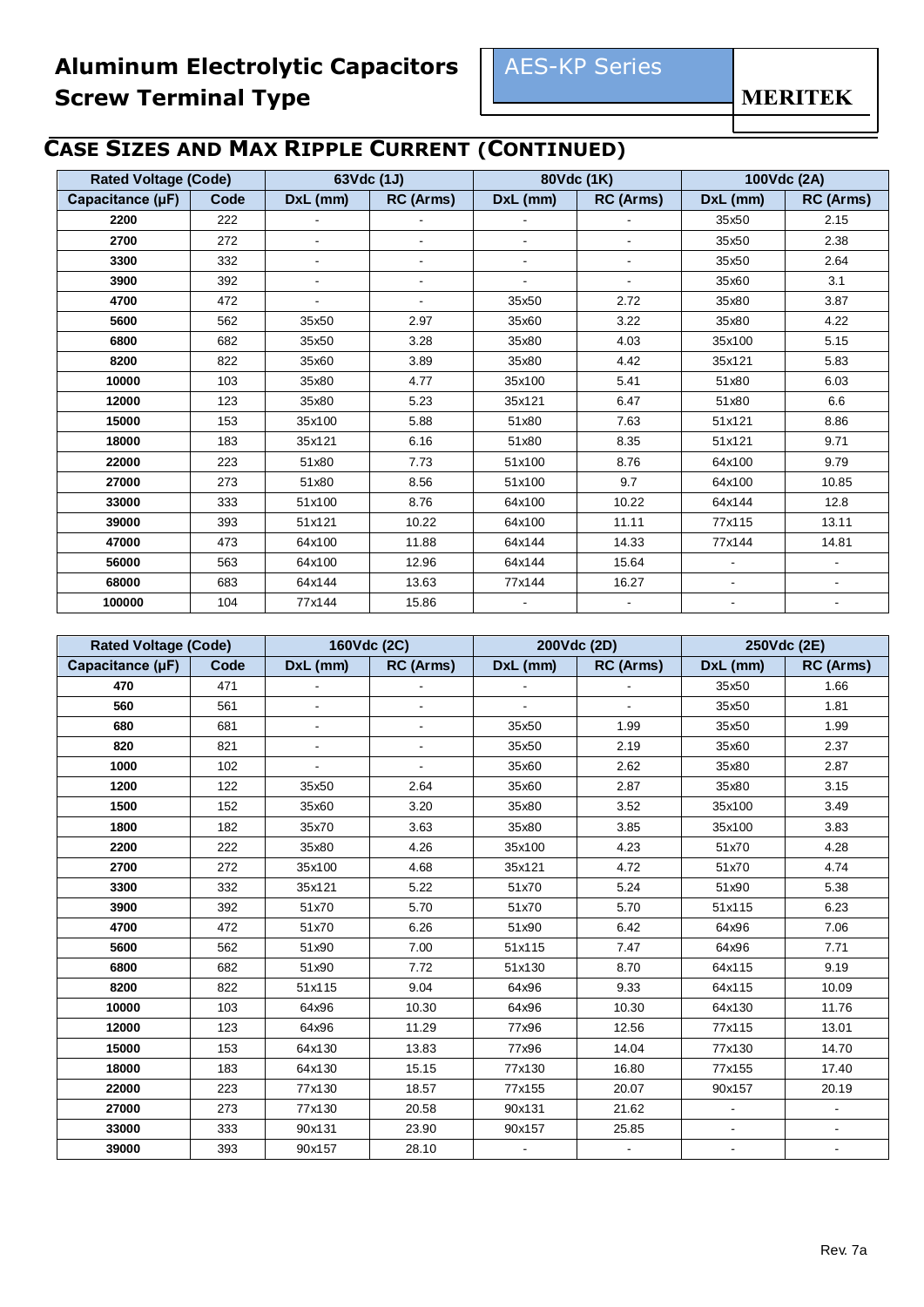# Aluminum Electrolytic Capacitors Screw Terminal Type

AES-KP Series

MERITEK

## CASE SIZES AND MAX RIPPLE CURRENT (CONTINUED)

| Rated Voltage (Code) | | 63Vdc (1J) | | 80Vdc (1K) | | 100Vdc (2A) | |
|---|---|---|---|---|---|---|---|
| Capacitance (µF) | Code | DxL (mm) | RC (Arms) | DxL (mm) | RC (Arms) | DxL (mm) | RC (Arms) |
| 2200 | 222 | - | - | - | - | 35x50 | 2.15 |
| 2700 | 272 | - | - | - | - | 35x50 | 2.38 |
| 3300 | 332 | - | - | - | - | 35x50 | 2.64 |
| 3900 | 392 | - | - | - | - | 35x60 | 3.1 |
| 4700 | 472 | - | - | 35x50 | 2.72 | 35x80 | 3.87 |
| 5600 | 562 | 35x50 | 2.97 | 35x60 | 3.22 | 35x80 | 4.22 |
| 6800 | 682 | 35x50 | 3.28 | 35x80 | 4.03 | 35x100 | 5.15 |
| 8200 | 822 | 35x60 | 3.89 | 35x80 | 4.42 | 35x121 | 5.83 |
| 10000 | 103 | 35x80 | 4.77 | 35x100 | 5.41 | 51x80 | 6.03 |
| 12000 | 123 | 35x80 | 5.23 | 35x121 | 6.47 | 51x80 | 6.6 |
| 15000 | 153 | 35x100 | 5.88 | 51x80 | 7.63 | 51x121 | 8.86 |
| 18000 | 183 | 35x121 | 6.16 | 51x80 | 8.35 | 51x121 | 9.71 |
| 22000 | 223 | 51x80 | 7.73 | 51x100 | 8.76 | 64x100 | 9.79 |
| 27000 | 273 | 51x80 | 8.56 | 51x100 | 9.7 | 64x100 | 10.85 |
| 33000 | 333 | 51x100 | 8.76 | 64x100 | 10.22 | 64x144 | 12.8 |
| 39000 | 393 | 51x121 | 10.22 | 64x100 | 11.11 | 77x115 | 13.11 |
| 47000 | 473 | 64x100 | 11.88 | 64x144 | 14.33 | 77x144 | 14.81 |
| 56000 | 563 | 64x100 | 12.96 | 64x144 | 15.64 | - | - |
| 68000 | 683 | 64x144 | 13.63 | 77x144 | 16.27 | - | - |
| 100000 | 104 | 77x144 | 15.86 | - | - | - | - |

| Rated Voltage (Code) | | 160Vdc (2C) | | 200Vdc (2D) | | 250Vdc (2E) | |
|---|---|---|---|---|---|---|---|
| Capacitance (µF) | Code | DxL (mm) | RC (Arms) | DxL (mm) | RC (Arms) | DxL (mm) | RC (Arms) |
| 470 | 471 | - | - | - | - | 35x50 | 1.66 |
| 560 | 561 | - | - | - | - | 35x50 | 1.81 |
| 680 | 681 | - | - | 35x50 | 1.99 | 35x50 | 1.99 |
| 820 | 821 | - | - | 35x50 | 2.19 | 35x60 | 2.37 |
| 1000 | 102 | - | - | 35x60 | 2.62 | 35x80 | 2.87 |
| 1200 | 122 | 35x50 | 2.64 | 35x60 | 2.87 | 35x80 | 3.15 |
| 1500 | 152 | 35x60 | 3.20 | 35x80 | 3.52 | 35x100 | 3.49 |
| 1800 | 182 | 35x70 | 3.63 | 35x80 | 3.85 | 35x100 | 3.83 |
| 2200 | 222 | 35x80 | 4.26 | 35x100 | 4.23 | 51x70 | 4.28 |
| 2700 | 272 | 35x100 | 4.68 | 35x121 | 4.72 | 51x70 | 4.74 |
| 3300 | 332 | 35x121 | 5.22 | 51x70 | 5.24 | 51x90 | 5.38 |
| 3900 | 392 | 51x70 | 5.70 | 51x70 | 5.70 | 51x115 | 6.23 |
| 4700 | 472 | 51x70 | 6.26 | 51x90 | 6.42 | 64x96 | 7.06 |
| 5600 | 562 | 51x90 | 7.00 | 51x115 | 7.47 | 64x96 | 7.71 |
| 6800 | 682 | 51x90 | 7.72 | 51x130 | 8.70 | 64x115 | 9.19 |
| 8200 | 822 | 51x115 | 9.04 | 64x96 | 9.33 | 64x115 | 10.09 |
| 10000 | 103 | 64x96 | 10.30 | 64x96 | 10.30 | 64x130 | 11.76 |
| 12000 | 123 | 64x96 | 11.29 | 77x96 | 12.56 | 77x115 | 13.01 |
| 15000 | 153 | 64x130 | 13.83 | 77x96 | 14.04 | 77x130 | 14.70 |
| 18000 | 183 | 64x130 | 15.15 | 77x130 | 16.80 | 77x155 | 17.40 |
| 22000 | 223 | 77x130 | 18.57 | 77x155 | 20.07 | 90x157 | 20.19 |
| 27000 | 273 | 77x130 | 20.58 | 90x131 | 21.62 | - | - |
| 33000 | 333 | 90x131 | 23.90 | 90x157 | 25.85 | - | - |
| 39000 | 393 | 90x157 | 28.10 | - | - | - | - |

Rev. 7a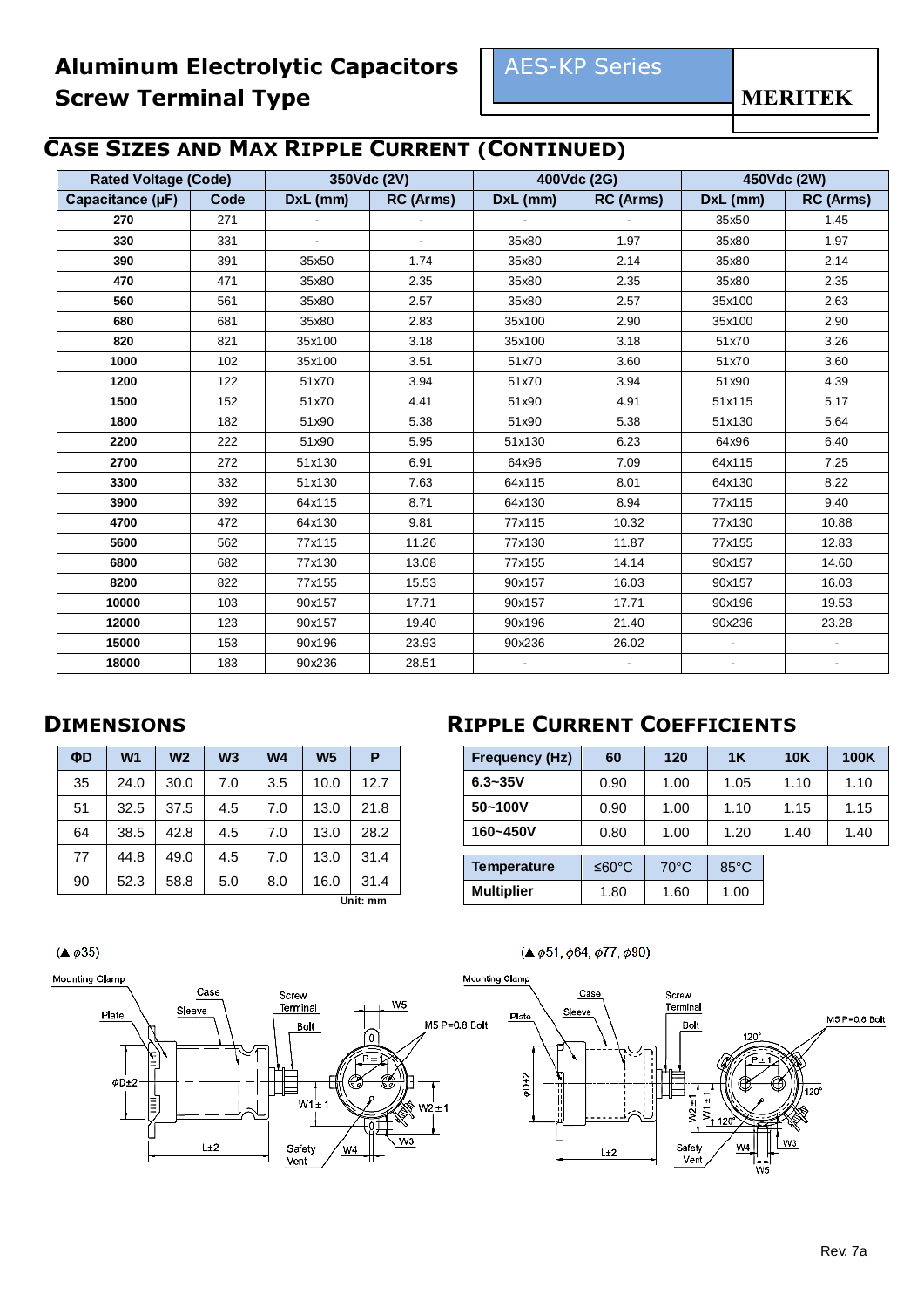# Aluminum Electrolytic Capacitors Screw Terminal Type

AES-KP Series

MERITEK

## CASE SIZES AND MAX RIPPLE CURRENT (CONTINUED)

| Rated Voltage (Code) | | 350Vdc (2V) | | 400Vdc (2G) | | 450Vdc (2W) | |
|---|---|---|---|---|---|---|---|
| Capacitance (μF) | Code | DxL (mm) | RC (Arms) | DxL (mm) | RC (Arms) | DxL (mm) | RC (Arms) |
| 270 | 271 | - | - | - | - | 35x50 | 1.45 |
| 330 | 331 | - | - | 35x80 | 1.97 | 35x80 | 1.97 |
| 390 | 391 | 35x50 | 1.74 | 35x80 | 2.14 | 35x80 | 2.14 |
| 470 | 471 | 35x80 | 2.35 | 35x80 | 2.35 | 35x80 | 2.35 |
| 560 | 561 | 35x80 | 2.57 | 35x80 | 2.57 | 35x100 | 2.63 |
| 680 | 681 | 35x80 | 2.83 | 35x100 | 2.90 | 35x100 | 2.90 |
| 820 | 821 | 35x100 | 3.18 | 35x100 | 3.18 | 51x70 | 3.26 |
| 1000 | 102 | 35x100 | 3.51 | 51x70 | 3.60 | 51x70 | 3.60 |
| 1200 | 122 | 51x70 | 3.94 | 51x70 | 3.94 | 51x90 | 4.39 |
| 1500 | 152 | 51x70 | 4.41 | 51x90 | 4.91 | 51x115 | 5.17 |
| 1800 | 182 | 51x90 | 5.38 | 51x90 | 5.38 | 51x130 | 5.64 |
| 2200 | 222 | 51x90 | 5.95 | 51x130 | 6.23 | 64x96 | 6.40 |
| 2700 | 272 | 51x130 | 6.91 | 64x96 | 7.09 | 64x115 | 7.25 |
| 3300 | 332 | 51x130 | 7.63 | 64x115 | 8.01 | 64x130 | 8.22 |
| 3900 | 392 | 64x115 | 8.71 | 64x130 | 8.94 | 77x115 | 9.40 |
| 4700 | 472 | 64x130 | 9.81 | 77x115 | 10.32 | 77x130 | 10.88 |
| 5600 | 562 | 77x115 | 11.26 | 77x130 | 11.87 | 77x155 | 12.83 |
| 6800 | 682 | 77x130 | 13.08 | 77x155 | 14.14 | 90x157 | 14.60 |
| 8200 | 822 | 77x155 | 15.53 | 90x157 | 16.03 | 90x157 | 16.03 |
| 10000 | 103 | 90x157 | 17.71 | 90x157 | 17.71 | 90x196 | 19.53 |
| 12000 | 123 | 90x157 | 19.40 | 90x196 | 21.40 | 90x236 | 23.28 |
| 15000 | 153 | 90x196 | 23.93 | 90x236 | 26.02 | - | - |
| 18000 | 183 | 90x236 | 28.51 | - | - | - | - |

## DIMENSIONS

| ΦD | W1 | W2 | W3 | W4 | W5 | P |
|---|---|---|---|---|---|---|
| 35 | 24.0 | 30.0 | 7.0 | 3.5 | 10.0 | 12.7 |
| 51 | 32.5 | 37.5 | 4.5 | 7.0 | 13.0 | 21.8 |
| 64 | 38.5 | 42.8 | 4.5 | 7.0 | 13.0 | 28.2 |
| 77 | 44.8 | 49.0 | 4.5 | 7.0 | 13.0 | 31.4 |
| 90 | 52.3 | 58.8 | 5.0 | 8.0 | 16.0 | 31.4 |

Unit: mm

## RIPPLE CURRENT COEFFICIENTS

| Frequency (Hz) | 60 | 120 | 1K | 10K | 100K |
|---|---|---|---|---|---|
| 6.3~35V | 0.90 | 1.00 | 1.05 | 1.10 | 1.10 |
| 50~100V | 0.90 | 1.00 | 1.10 | 1.15 | 1.15 |
| 160~450V | 0.80 | 1.00 | 1.20 | 1.40 | 1.40 |

| Temperature | ≤60°C | 70°C | 85°C |
|---|---|---|---|
| Multiplier | 1.80 | 1.60 | 1.00 |

(▲φ35)

Mounting Clamp
Case
Sleeve
Plate
Screw Terminal
Bolt
W5
M5 P=0.8 Bolt
φD±2
P±1
W1±1
W2±1
W3
W4
L±2
Safety Vent

(▲φ51, φ64, φ77, φ90)

Mounting Clamp
Case
Sleeve
Plate
Screw Terminal
Bolt
M5 P=0.8 Bolt
120°
P±1
120°
120°
φD±2
W2±1
W1±1
W4
W3
W5
L±2
Safety Vent

Rev. 7a